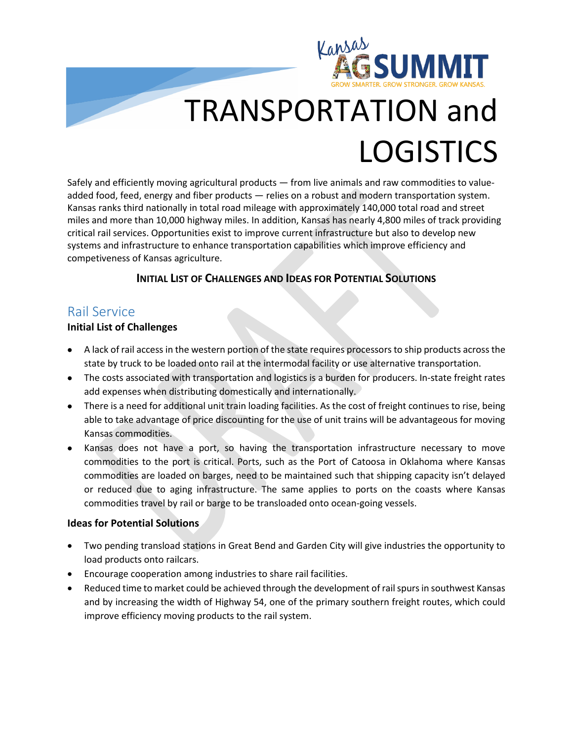# TRANSPORTATION and LOGISTICS

Safely and efficiently moving agricultural products — from live animals and raw commodities to value-added food, feed, energy and fiber products — relies on a robust and modern transportation system. Kansas ranks third nationally in total road mileage with approximately 140,000 total road and street miles and more than 10,000 highway miles. In addition, Kansas has nearly 4,800 miles of track providing critical rail services. Opportunities exist to improve current infrastructure but also to develop new systems and infrastructure to enhance transportation capabilities which improve efficiency and competiveness of Kansas agriculture.

**INITIAL LIST OF CHALLENGES AND IDEAS FOR POTENTIAL SOLUTIONS**

## Rail Service

### Initial List of Challenges

- A lack of rail access in the western portion of the state requires processors to ship products across the state by truck to be loaded onto rail at the intermodal facility or use alternative transportation.
- The costs associated with transportation and logistics is a burden for producers. In-state freight rates add expenses when distributing domestically and internationally.
- There is a need for additional unit train loading facilities. As the cost of freight continues to rise, being able to take advantage of price discounting for the use of unit trains will be advantageous for moving Kansas commodities.
- Kansas does not have a port, so having the transportation infrastructure necessary to move commodities to the port is critical. Ports, such as the Port of Catoosa in Oklahoma where Kansas commodities are loaded on barges, need to be maintained such that shipping capacity isn't delayed or reduced due to aging infrastructure. The same applies to ports on the coasts where Kansas commodities travel by rail or barge to be transloaded onto ocean-going vessels.

### Ideas for Potential Solutions

- Two pending transload stations in Great Bend and Garden City will give industries the opportunity to load products onto railcars.
- Encourage cooperation among industries to share rail facilities.
- Reduced time to market could be achieved through the development of rail spurs in southwest Kansas and by increasing the width of Highway 54, one of the primary southern freight routes, which could improve efficiency moving products to the rail system.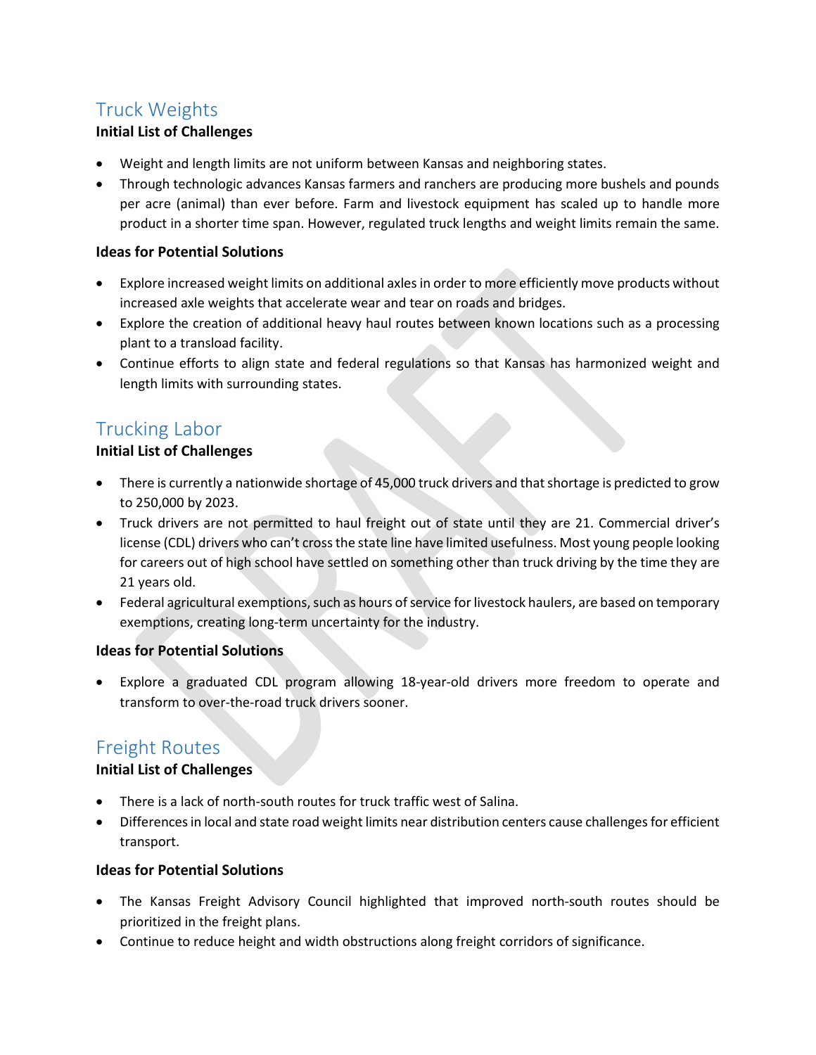## Truck Weights

**Initial List of Challenges**

- Weight and length limits are not uniform between Kansas and neighboring states.
- Through technologic advances Kansas farmers and ranchers are producing more bushels and pounds per acre (animal) than ever before. Farm and livestock equipment has scaled up to handle more product in a shorter time span. However, regulated truck lengths and weight limits remain the same.

**Ideas for Potential Solutions**

- Explore increased weight limits on additional axles in order to more efficiently move products without increased axle weights that accelerate wear and tear on roads and bridges.
- Explore the creation of additional heavy haul routes between known locations such as a processing plant to a transload facility.
- Continue efforts to align state and federal regulations so that Kansas has harmonized weight and length limits with surrounding states.

## Trucking Labor

**Initial List of Challenges**

- There is currently a nationwide shortage of 45,000 truck drivers and that shortage is predicted to grow to 250,000 by 2023.
- Truck drivers are not permitted to haul freight out of state until they are 21. Commercial driver's license (CDL) drivers who can't cross the state line have limited usefulness. Most young people looking for careers out of high school have settled on something other than truck driving by the time they are 21 years old.
- Federal agricultural exemptions, such as hours of service for livestock haulers, are based on temporary exemptions, creating long-term uncertainty for the industry.

**Ideas for Potential Solutions**

- Explore a graduated CDL program allowing 18-year-old drivers more freedom to operate and transform to over-the-road truck drivers sooner.

## Freight Routes

**Initial List of Challenges**

- There is a lack of north-south routes for truck traffic west of Salina.
- Differences in local and state road weight limits near distribution centers cause challenges for efficient transport.

**Ideas for Potential Solutions**

- The Kansas Freight Advisory Council highlighted that improved north-south routes should be prioritized in the freight plans.
- Continue to reduce height and width obstructions along freight corridors of significance.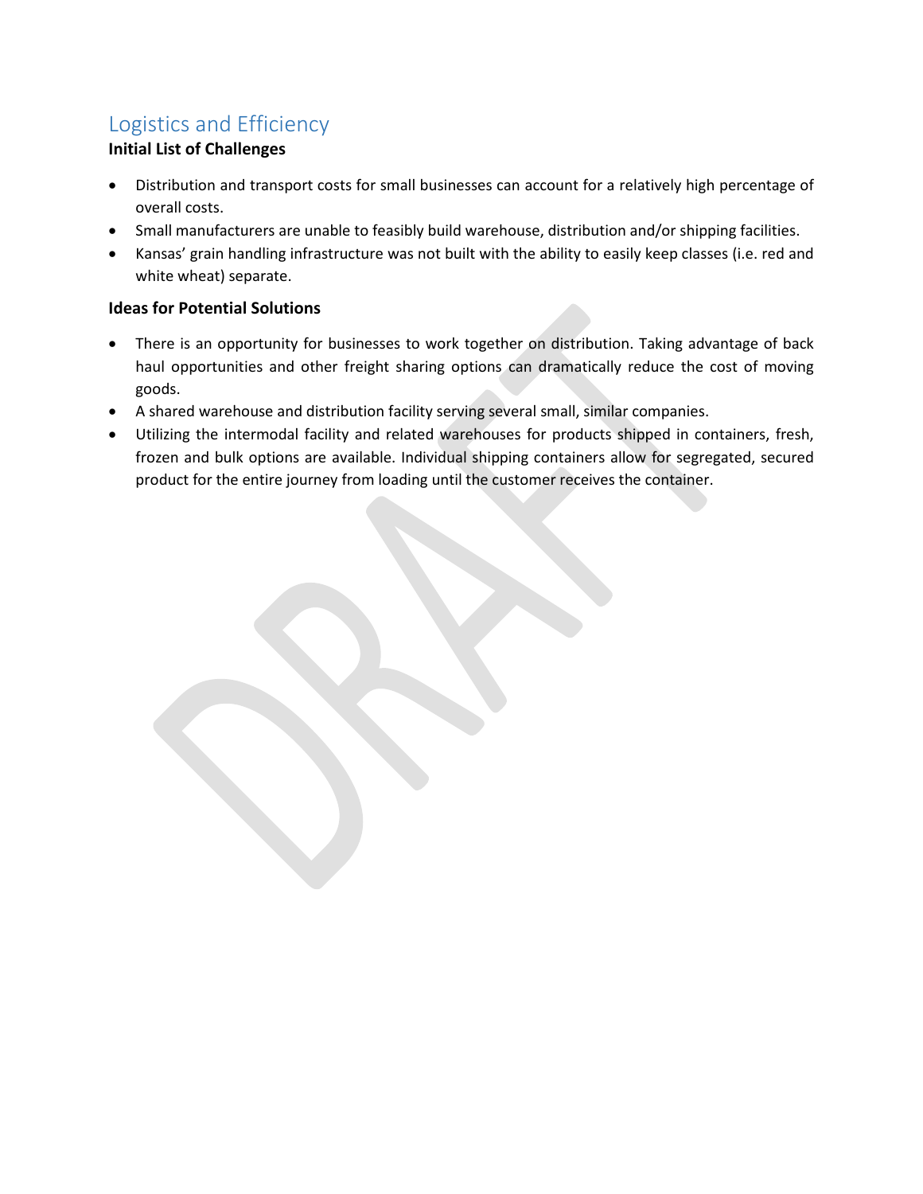## Logistics and Efficiency

**Initial List of Challenges**

- Distribution and transport costs for small businesses can account for a relatively high percentage of overall costs.
- Small manufacturers are unable to feasibly build warehouse, distribution and/or shipping facilities.
- Kansas' grain handling infrastructure was not built with the ability to easily keep classes (i.e. red and white wheat) separate.

**Ideas for Potential Solutions**

- There is an opportunity for businesses to work together on distribution. Taking advantage of back haul opportunities and other freight sharing options can dramatically reduce the cost of moving goods.
- A shared warehouse and distribution facility serving several small, similar companies.
- Utilizing the intermodal facility and related warehouses for products shipped in containers, fresh, frozen and bulk options are available. Individual shipping containers allow for segregated, secured product for the entire journey from loading until the customer receives the container.